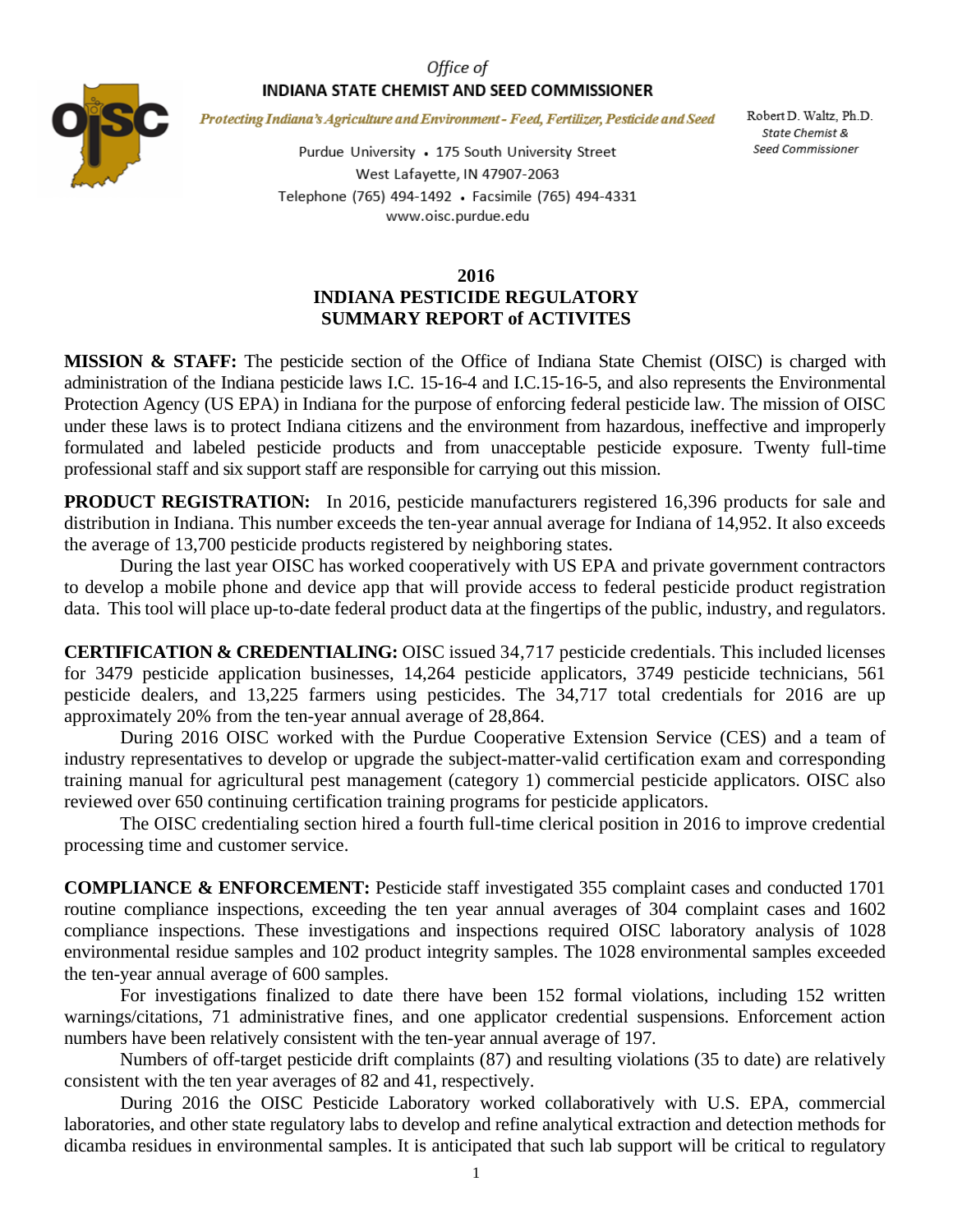Office of

**INDIANA STATE CHEMIST AND SEED COMMISSIONER**

*Protecting Indiana's Agriculture and Environment - Feed, Fertilizer, Pesticide and Seed*

Purdue University • 175 South University Street
West Lafayette, IN 47907-2063
Telephone (765) 494-1492 • Facsimile (765) 494-4331
www.oisc.purdue.edu

Robert D. Waltz, Ph.D.
*State Chemist & Seed Commissioner*

# 2016 INDIANA PESTICIDE REGULATORY SUMMARY REPORT of ACTIVITES

**MISSION & STAFF:** The pesticide section of the Office of Indiana State Chemist (OISC) is charged with administration of the Indiana pesticide laws I.C. 15-16-4 and I.C.15-16-5, and also represents the Environmental Protection Agency (US EPA) in Indiana for the purpose of enforcing federal pesticide law. The mission of OISC under these laws is to protect Indiana citizens and the environment from hazardous, ineffective and improperly formulated and labeled pesticide products and from unacceptable pesticide exposure. Twenty full-time professional staff and six support staff are responsible for carrying out this mission.

**PRODUCT REGISTRATION:** In 2016, pesticide manufacturers registered 16,396 products for sale and distribution in Indiana. This number exceeds the ten-year annual average for Indiana of 14,952. It also exceeds the average of 13,700 pesticide products registered by neighboring states.

During the last year OISC has worked cooperatively with US EPA and private government contractors to develop a mobile phone and device app that will provide access to federal pesticide product registration data. This tool will place up-to-date federal product data at the fingertips of the public, industry, and regulators.

**CERTIFICATION & CREDENTIALING:** OISC issued 34,717 pesticide credentials. This included licenses for 3479 pesticide application businesses, 14,264 pesticide applicators, 3749 pesticide technicians, 561 pesticide dealers, and 13,225 farmers using pesticides. The 34,717 total credentials for 2016 are up approximately 20% from the ten-year annual average of 28,864.

During 2016 OISC worked with the Purdue Cooperative Extension Service (CES) and a team of industry representatives to develop or upgrade the subject-matter-valid certification exam and corresponding training manual for agricultural pest management (category 1) commercial pesticide applicators. OISC also reviewed over 650 continuing certification training programs for pesticide applicators.

The OISC credentialing section hired a fourth full-time clerical position in 2016 to improve credential processing time and customer service.

**COMPLIANCE & ENFORCEMENT:** Pesticide staff investigated 355 complaint cases and conducted 1701 routine compliance inspections, exceeding the ten year annual averages of 304 complaint cases and 1602 compliance inspections. These investigations and inspections required OISC laboratory analysis of 1028 environmental residue samples and 102 product integrity samples. The 1028 environmental samples exceeded the ten-year annual average of 600 samples.

For investigations finalized to date there have been 152 formal violations, including 152 written warnings/citations, 71 administrative fines, and one applicator credential suspensions. Enforcement action numbers have been relatively consistent with the ten-year annual average of 197.

Numbers of off-target pesticide drift complaints (87) and resulting violations (35 to date) are relatively consistent with the ten year averages of 82 and 41, respectively.

During 2016 the OISC Pesticide Laboratory worked collaboratively with U.S. EPA, commercial laboratories, and other state regulatory labs to develop and refine analytical extraction and detection methods for dicamba residues in environmental samples. It is anticipated that such lab support will be critical to regulatory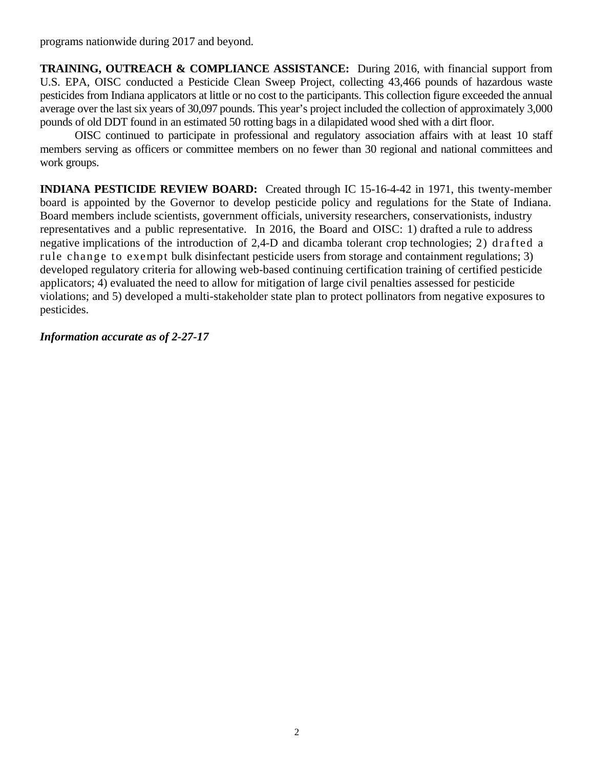programs nationwide during 2017 and beyond.

**TRAINING, OUTREACH & COMPLIANCE ASSISTANCE:** During 2016, with financial support from U.S. EPA, OISC conducted a Pesticide Clean Sweep Project, collecting 43,466 pounds of hazardous waste pesticides from Indiana applicators at little or no cost to the participants. This collection figure exceeded the annual average over the last six years of 30,097 pounds. This year's project included the collection of approximately 3,000 pounds of old DDT found in an estimated 50 rotting bags in a dilapidated wood shed with a dirt floor.

OISC continued to participate in professional and regulatory association affairs with at least 10 staff members serving as officers or committee members on no fewer than 30 regional and national committees and work groups.

**INDIANA PESTICIDE REVIEW BOARD:** Created through IC 15-16-4-42 in 1971, this twenty-member board is appointed by the Governor to develop pesticide policy and regulations for the State of Indiana. Board members include scientists, government officials, university researchers, conservationists, industry representatives and a public representative. In 2016, the Board and OISC: 1) drafted a rule to address negative implications of the introduction of 2,4-D and dicamba tolerant crop technologies; 2) drafted a rule change to exempt bulk disinfectant pesticide users from storage and containment regulations; 3) developed regulatory criteria for allowing web-based continuing certification training of certified pesticide applicators; 4) evaluated the need to allow for mitigation of large civil penalties assessed for pesticide violations; and 5) developed a multi-stakeholder state plan to protect pollinators from negative exposures to pesticides.

***Information accurate as of 2-27-17***